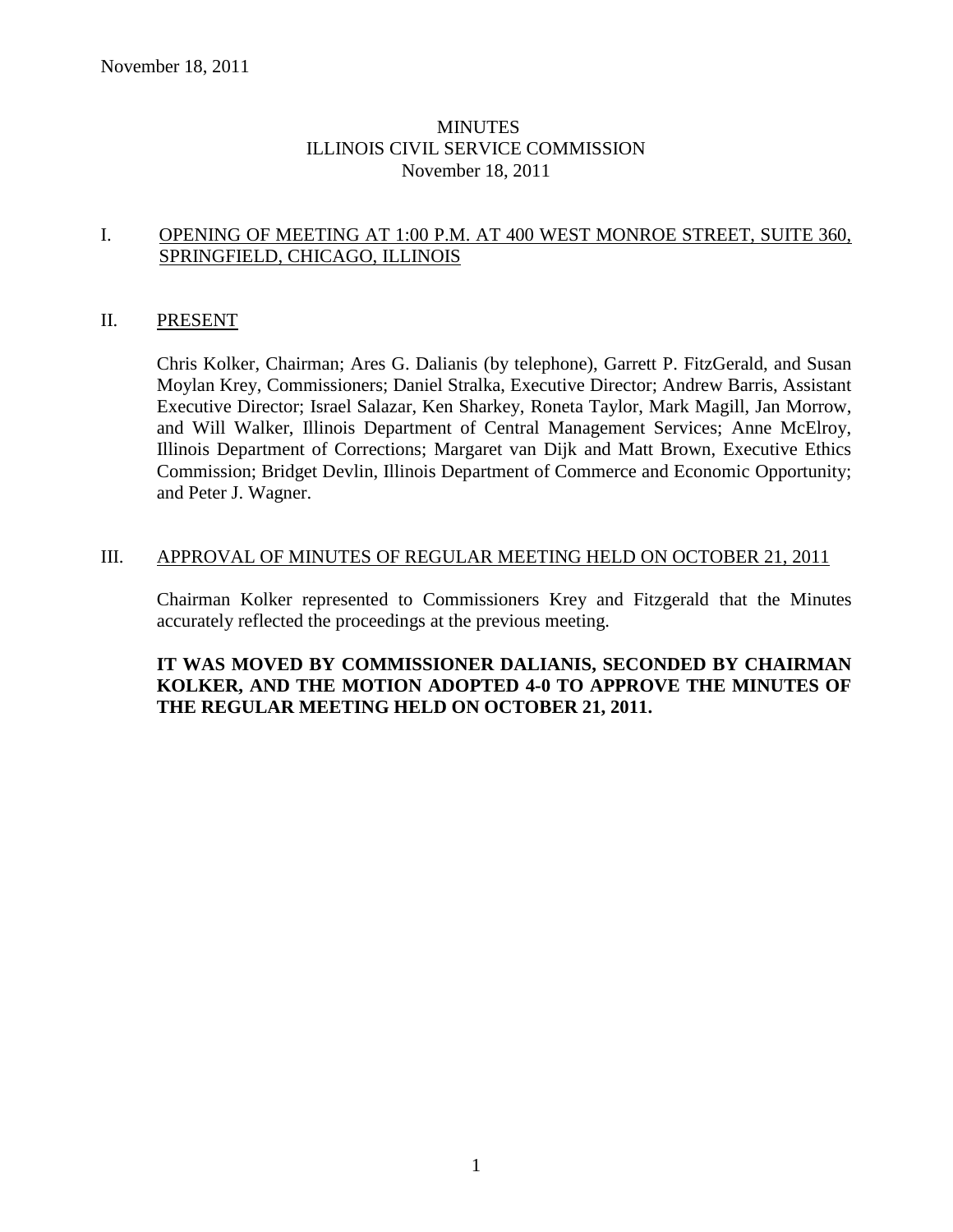# MINUTES
# ILLINOIS CIVIL SERVICE COMMISSION
November 18, 2011

## I. OPENING OF MEETING AT 1:00 P.M. AT 400 WEST MONROE STREET, SUITE 360, SPRINGFIELD, CHICAGO, ILLINOIS

## II. PRESENT

Chris Kolker, Chairman; Ares G. Dalianis (by telephone), Garrett P. FitzGerald, and Susan Moylan Krey, Commissioners; Daniel Stralka, Executive Director; Andrew Barris, Assistant Executive Director; Israel Salazar, Ken Sharkey, Roneta Taylor, Mark Magill, Jan Morrow, and Will Walker, Illinois Department of Central Management Services; Anne McElroy, Illinois Department of Corrections; Margaret van Dijk and Matt Brown, Executive Ethics Commission; Bridget Devlin, Illinois Department of Commerce and Economic Opportunity; and Peter J. Wagner.

## III. APPROVAL OF MINUTES OF REGULAR MEETING HELD ON OCTOBER 21, 2011

Chairman Kolker represented to Commissioners Krey and Fitzgerald that the Minutes accurately reflected the proceedings at the previous meeting.

**IT WAS MOVED BY COMMISSIONER DALIANIS, SECONDED BY CHAIRMAN KOLKER, AND THE MOTION ADOPTED 4-0 TO APPROVE THE MINUTES OF THE REGULAR MEETING HELD ON OCTOBER 21, 2011.**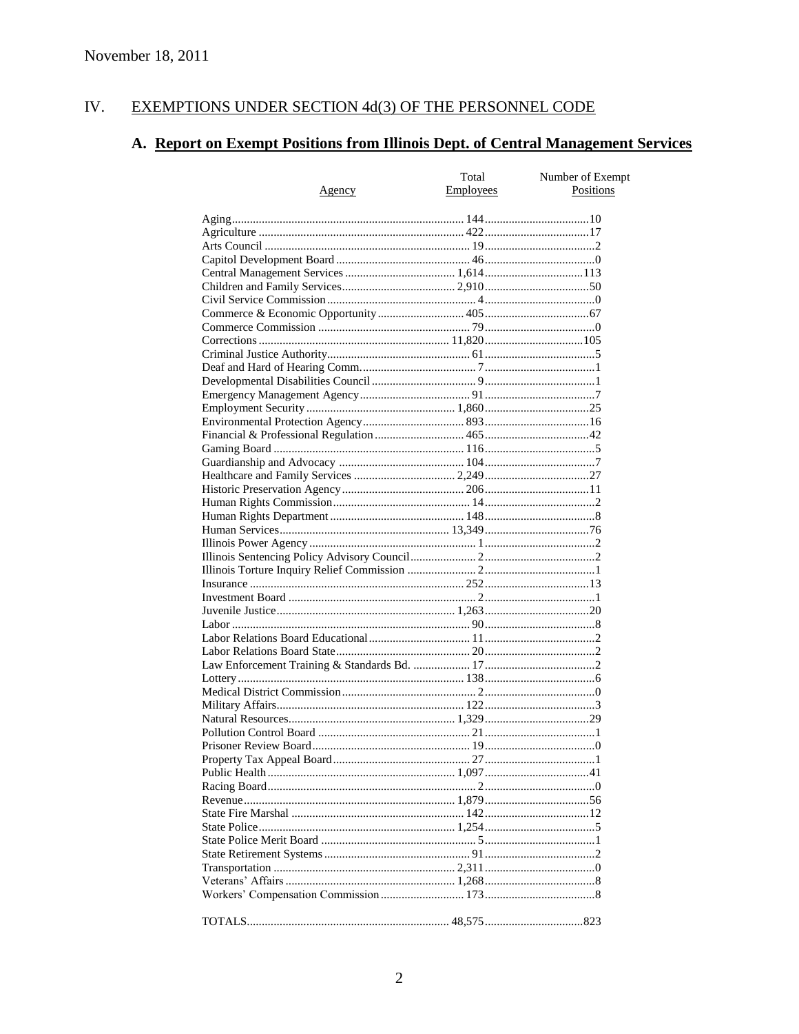November 18, 2011

## IV. EXEMPTIONS UNDER SECTION 4d(3) OF THE PERSONNEL CODE

### A. Report on Exempt Positions from Illinois Dept. of Central Management Services

| Agency | Total Employees | Number of Exempt Positions |
|---|---|---|
| Aging | 144 | 10 |
| Agriculture | 422 | 17 |
| Arts Council | 19 | 2 |
| Capitol Development Board | 46 | 0 |
| Central Management Services | 1,614 | 113 |
| Children and Family Services | 2,910 | 50 |
| Civil Service Commission | 4 | 0 |
| Commerce & Economic Opportunity | 405 | 67 |
| Commerce Commission | 79 | 0 |
| Corrections | 11,820 | 105 |
| Criminal Justice Authority | 61 | 5 |
| Deaf and Hard of Hearing Comm. | 7 | 1 |
| Developmental Disabilities Council | 9 | 1 |
| Emergency Management Agency | 91 | 7 |
| Employment Security | 1,860 | 25 |
| Environmental Protection Agency | 893 | 16 |
| Financial & Professional Regulation | 465 | 42 |
| Gaming Board | 116 | 5 |
| Guardianship and Advocacy | 104 | 7 |
| Healthcare and Family Services | 2,249 | 27 |
| Historic Preservation Agency | 206 | 11 |
| Human Rights Commission | 14 | 2 |
| Human Rights Department | 148 | 8 |
| Human Services | 13,349 | 76 |
| Illinois Power Agency | 1 | 2 |
| Illinois Sentencing Policy Advisory Council | 2 | 2 |
| Illinois Torture Inquiry Relief Commission | 2 | 1 |
| Insurance | 252 | 13 |
| Investment Board | 2 | 1 |
| Juvenile Justice | 1,263 | 20 |
| Labor | 90 | 8 |
| Labor Relations Board Educational | 11 | 2 |
| Labor Relations Board State | 20 | 2 |
| Law Enforcement Training & Standards Bd. | 17 | 2 |
| Lottery | 138 | 6 |
| Medical District Commission | 2 | 0 |
| Military Affairs | 122 | 3 |
| Natural Resources | 1,329 | 29 |
| Pollution Control Board | 21 | 1 |
| Prisoner Review Board | 19 | 0 |
| Property Tax Appeal Board | 27 | 1 |
| Public Health | 1,097 | 41 |
| Racing Board | 2 | 0 |
| Revenue | 1,879 | 56 |
| State Fire Marshal | 142 | 12 |
| State Police | 1,254 | 5 |
| State Police Merit Board | 5 | 1 |
| State Retirement Systems | 91 | 2 |
| Transportation | 2,311 | 0 |
| Veterans' Affairs | 1,268 | 8 |
| Workers' Compensation Commission | 173 | 8 |
| TOTALS | 48,575 | 823 |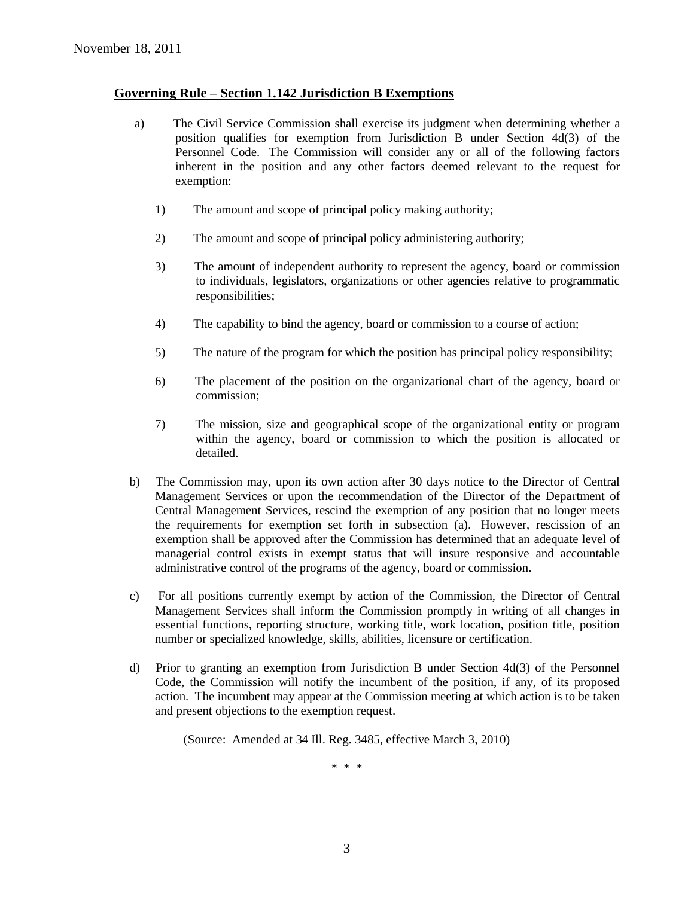November 18, 2011

## Governing Rule – Section 1.142 Jurisdiction B Exemptions

a) The Civil Service Commission shall exercise its judgment when determining whether a position qualifies for exemption from Jurisdiction B under Section 4d(3) of the Personnel Code. The Commission will consider any or all of the following factors inherent in the position and any other factors deemed relevant to the request for exemption:

1) The amount and scope of principal policy making authority;

2) The amount and scope of principal policy administering authority;

3) The amount of independent authority to represent the agency, board or commission to individuals, legislators, organizations or other agencies relative to programmatic responsibilities;

4) The capability to bind the agency, board or commission to a course of action;

5) The nature of the program for which the position has principal policy responsibility;

6) The placement of the position on the organizational chart of the agency, board or commission;

7) The mission, size and geographical scope of the organizational entity or program within the agency, board or commission to which the position is allocated or detailed.

b) The Commission may, upon its own action after 30 days notice to the Director of Central Management Services or upon the recommendation of the Director of the Department of Central Management Services, rescind the exemption of any position that no longer meets the requirements for exemption set forth in subsection (a). However, rescission of an exemption shall be approved after the Commission has determined that an adequate level of managerial control exists in exempt status that will insure responsive and accountable administrative control of the programs of the agency, board or commission.

c) For all positions currently exempt by action of the Commission, the Director of Central Management Services shall inform the Commission promptly in writing of all changes in essential functions, reporting structure, working title, work location, position title, position number or specialized knowledge, skills, abilities, licensure or certification.

d) Prior to granting an exemption from Jurisdiction B under Section 4d(3) of the Personnel Code, the Commission will notify the incumbent of the position, if any, of its proposed action. The incumbent may appear at the Commission meeting at which action is to be taken and present objections to the exemption request.

(Source: Amended at 34 Ill. Reg. 3485, effective March 3, 2010)

\* \* \*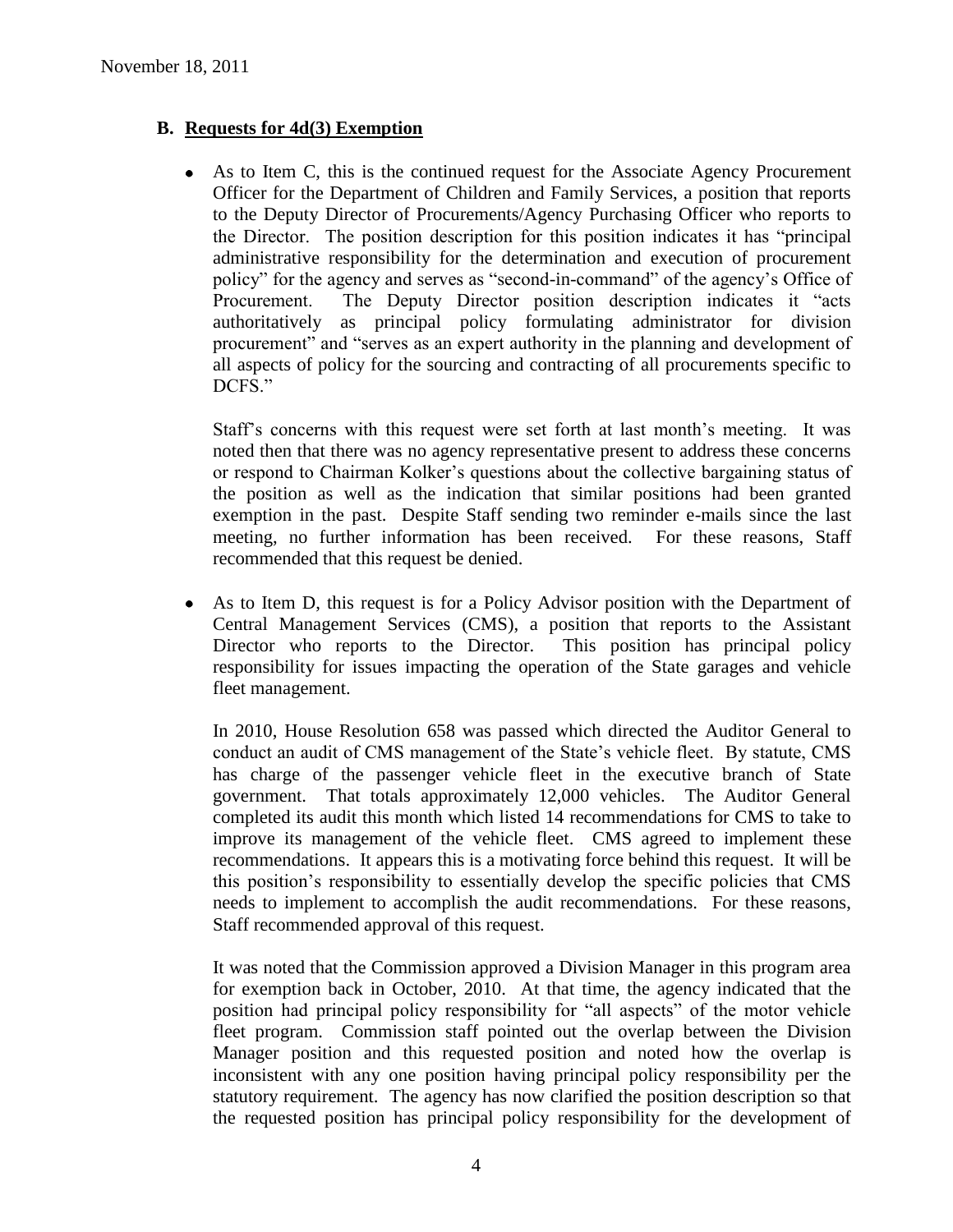## B. Requests for 4d(3) Exemption

- As to Item C, this is the continued request for the Associate Agency Procurement Officer for the Department of Children and Family Services, a position that reports to the Deputy Director of Procurements/Agency Purchasing Officer who reports to the Director. The position description for this position indicates it has "principal administrative responsibility for the determination and execution of procurement policy" for the agency and serves as "second-in-command" of the agency's Office of Procurement. The Deputy Director position description indicates it "acts authoritatively as principal policy formulating administrator for division procurement" and "serves as an expert authority in the planning and development of all aspects of policy for the sourcing and contracting of all procurements specific to DCFS."

  Staff's concerns with this request were set forth at last month's meeting. It was noted then that there was no agency representative present to address these concerns or respond to Chairman Kolker's questions about the collective bargaining status of the position as well as the indication that similar positions had been granted exemption in the past. Despite Staff sending two reminder e-mails since the last meeting, no further information has been received. For these reasons, Staff recommended that this request be denied.

- As to Item D, this request is for a Policy Advisor position with the Department of Central Management Services (CMS), a position that reports to the Assistant Director who reports to the Director. This position has principal policy responsibility for issues impacting the operation of the State garages and vehicle fleet management.

  In 2010, House Resolution 658 was passed which directed the Auditor General to conduct an audit of CMS management of the State's vehicle fleet. By statute, CMS has charge of the passenger vehicle fleet in the executive branch of State government. That totals approximately 12,000 vehicles. The Auditor General completed its audit this month which listed 14 recommendations for CMS to take to improve its management of the vehicle fleet. CMS agreed to implement these recommendations. It appears this is a motivating force behind this request. It will be this position's responsibility to essentially develop the specific policies that CMS needs to implement to accomplish the audit recommendations. For these reasons, Staff recommended approval of this request.

  It was noted that the Commission approved a Division Manager in this program area for exemption back in October, 2010. At that time, the agency indicated that the position had principal policy responsibility for "all aspects" of the motor vehicle fleet program. Commission staff pointed out the overlap between the Division Manager position and this requested position and noted how the overlap is inconsistent with any one position having principal policy responsibility per the statutory requirement. The agency has now clarified the position description so that the requested position has principal policy responsibility for the development of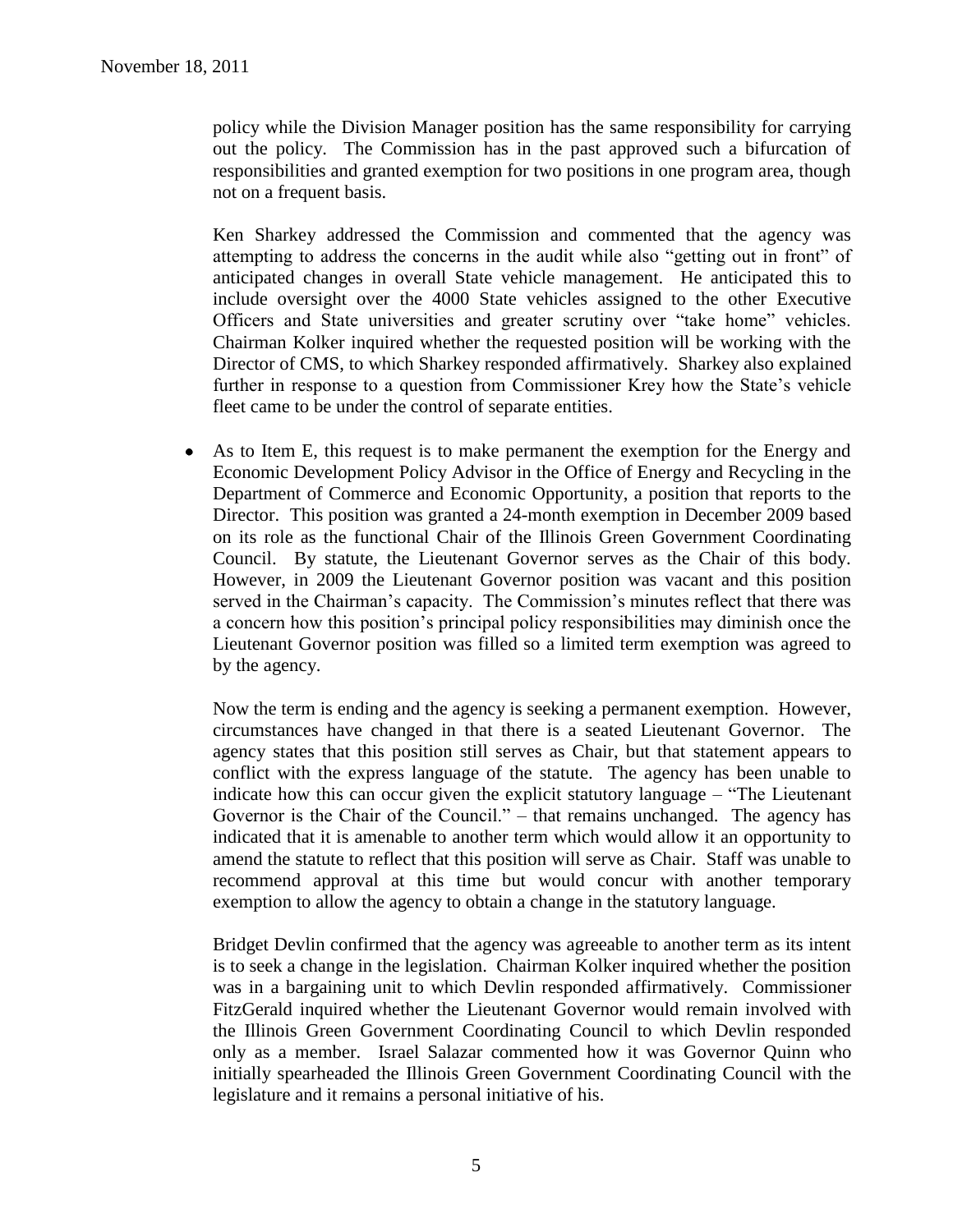policy while the Division Manager position has the same responsibility for carrying out the policy. The Commission has in the past approved such a bifurcation of responsibilities and granted exemption for two positions in one program area, though not on a frequent basis.

Ken Sharkey addressed the Commission and commented that the agency was attempting to address the concerns in the audit while also "getting out in front" of anticipated changes in overall State vehicle management. He anticipated this to include oversight over the 4000 State vehicles assigned to the other Executive Officers and State universities and greater scrutiny over "take home" vehicles. Chairman Kolker inquired whether the requested position will be working with the Director of CMS, to which Sharkey responded affirmatively. Sharkey also explained further in response to a question from Commissioner Krey how the State's vehicle fleet came to be under the control of separate entities.

- As to Item E, this request is to make permanent the exemption for the Energy and Economic Development Policy Advisor in the Office of Energy and Recycling in the Department of Commerce and Economic Opportunity, a position that reports to the Director. This position was granted a 24-month exemption in December 2009 based on its role as the functional Chair of the Illinois Green Government Coordinating Council. By statute, the Lieutenant Governor serves as the Chair of this body. However, in 2009 the Lieutenant Governor position was vacant and this position served in the Chairman's capacity. The Commission's minutes reflect that there was a concern how this position's principal policy responsibilities may diminish once the Lieutenant Governor position was filled so a limited term exemption was agreed to by the agency.

  Now the term is ending and the agency is seeking a permanent exemption. However, circumstances have changed in that there is a seated Lieutenant Governor. The agency states that this position still serves as Chair, but that statement appears to conflict with the express language of the statute. The agency has been unable to indicate how this can occur given the explicit statutory language – "The Lieutenant Governor is the Chair of the Council." – that remains unchanged. The agency has indicated that it is amenable to another term which would allow it an opportunity to amend the statute to reflect that this position will serve as Chair. Staff was unable to recommend approval at this time but would concur with another temporary exemption to allow the agency to obtain a change in the statutory language.

  Bridget Devlin confirmed that the agency was agreeable to another term as its intent is to seek a change in the legislation. Chairman Kolker inquired whether the position was in a bargaining unit to which Devlin responded affirmatively. Commissioner FitzGerald inquired whether the Lieutenant Governor would remain involved with the Illinois Green Government Coordinating Council to which Devlin responded only as a member. Israel Salazar commented how it was Governor Quinn who initially spearheaded the Illinois Green Government Coordinating Council with the legislature and it remains a personal initiative of his.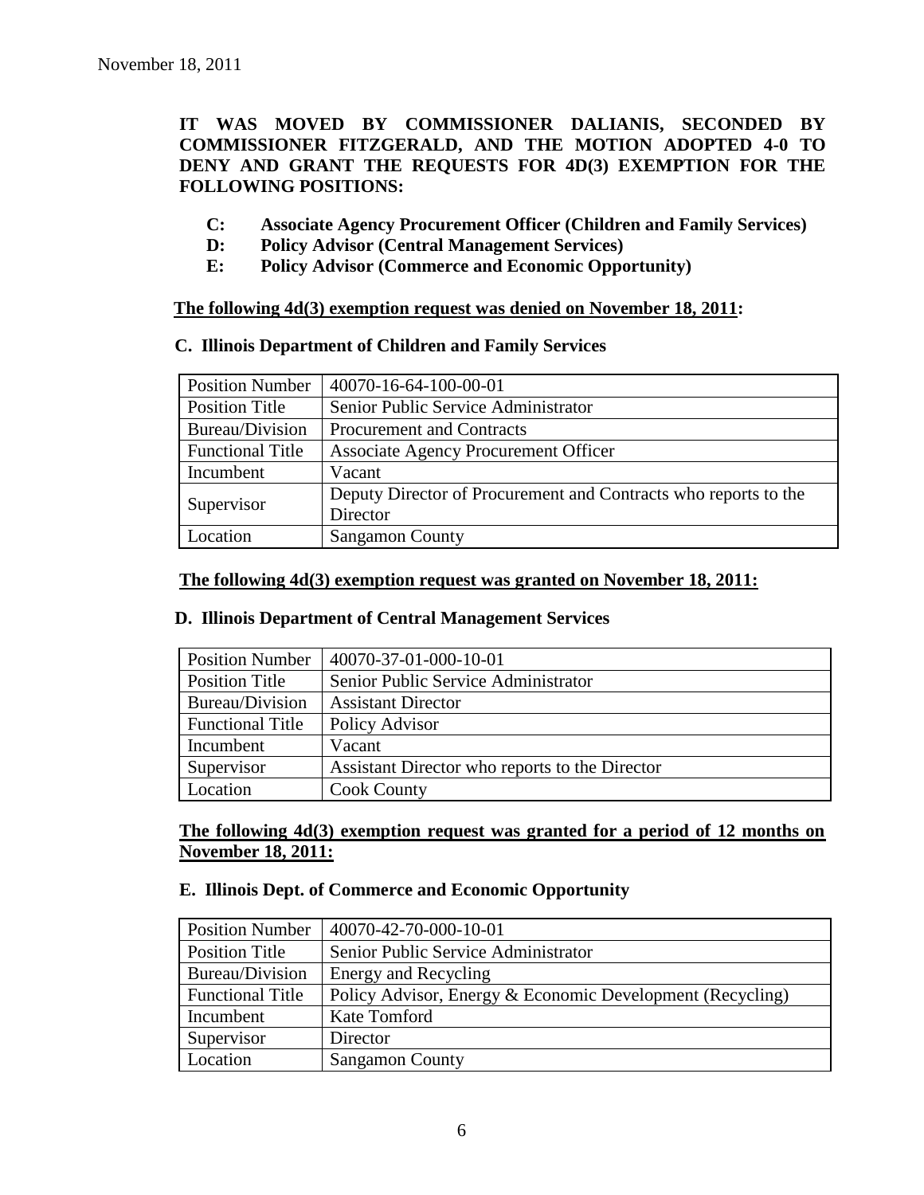November 18, 2011

**IT WAS MOVED BY COMMISSIONER DALIANIS, SECONDED BY COMMISSIONER FITZGERALD, AND THE MOTION ADOPTED 4-0 TO DENY AND GRANT THE REQUESTS FOR 4D(3) EXEMPTION FOR THE FOLLOWING POSITIONS:**

- **C: Associate Agency Procurement Officer (Children and Family Services)**
- **D: Policy Advisor (Central Management Services)**
- **E: Policy Advisor (Commerce and Economic Opportunity)**

**<u>The following 4d(3) exemption request was denied on November 18, 2011</u>:**

**C. Illinois Department of Children and Family Services**

| Position Number | 40070-16-64-100-00-01 |
|---|---|
| Position Title | Senior Public Service Administrator |
| Bureau/Division | Procurement and Contracts |
| Functional Title | Associate Agency Procurement Officer |
| Incumbent | Vacant |
| Supervisor | Deputy Director of Procurement and Contracts who reports to the Director |
| Location | Sangamon County |

**<u>The following 4d(3) exemption request was granted on November 18, 2011:</u>**

**D. Illinois Department of Central Management Services**

| Position Number | 40070-37-01-000-10-01 |
|---|---|
| Position Title | Senior Public Service Administrator |
| Bureau/Division | Assistant Director |
| Functional Title | Policy Advisor |
| Incumbent | Vacant |
| Supervisor | Assistant Director who reports to the Director |
| Location | Cook County |

**<u>The following 4d(3) exemption request was granted for a period of 12 months on November 18, 2011:</u>**

**E. Illinois Dept. of Commerce and Economic Opportunity**

| Position Number | 40070-42-70-000-10-01 |
|---|---|
| Position Title | Senior Public Service Administrator |
| Bureau/Division | Energy and Recycling |
| Functional Title | Policy Advisor, Energy & Economic Development (Recycling) |
| Incumbent | Kate Tomford |
| Supervisor | Director |
| Location | Sangamon County |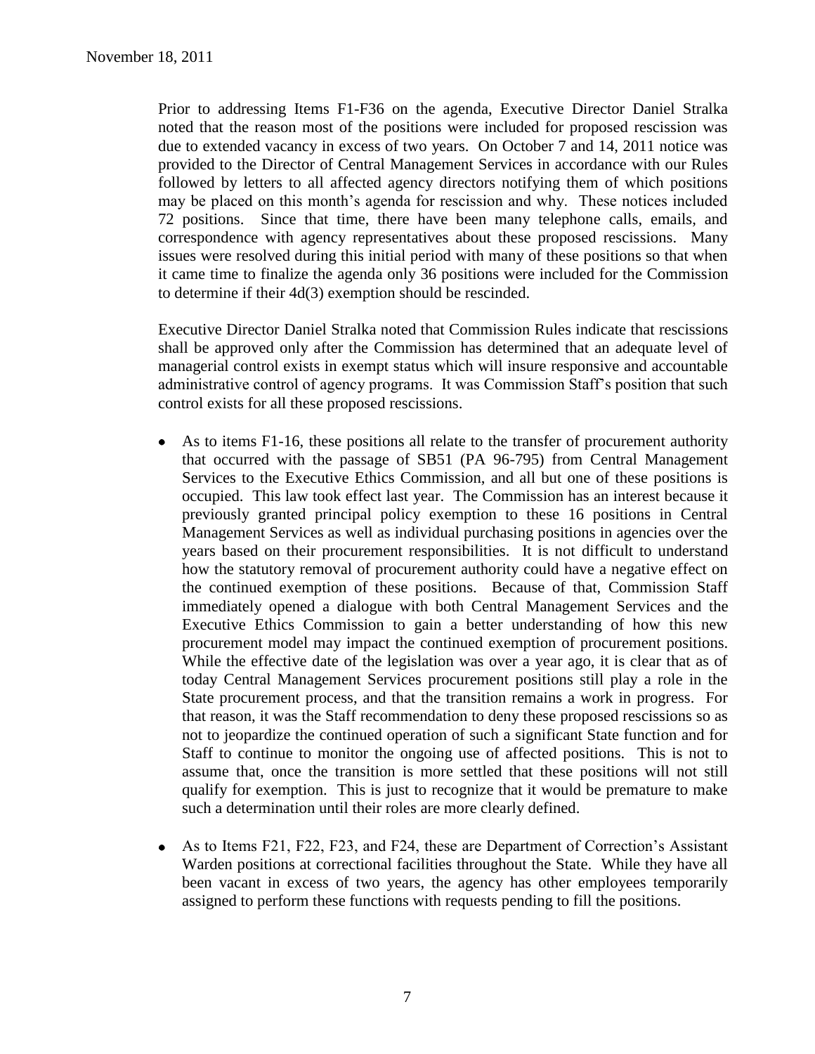Prior to addressing Items F1-F36 on the agenda, Executive Director Daniel Stralka noted that the reason most of the positions were included for proposed rescission was due to extended vacancy in excess of two years. On October 7 and 14, 2011 notice was provided to the Director of Central Management Services in accordance with our Rules followed by letters to all affected agency directors notifying them of which positions may be placed on this month's agenda for rescission and why. These notices included 72 positions. Since that time, there have been many telephone calls, emails, and correspondence with agency representatives about these proposed rescissions. Many issues were resolved during this initial period with many of these positions so that when it came time to finalize the agenda only 36 positions were included for the Commission to determine if their 4d(3) exemption should be rescinded.

Executive Director Daniel Stralka noted that Commission Rules indicate that rescissions shall be approved only after the Commission has determined that an adequate level of managerial control exists in exempt status which will insure responsive and accountable administrative control of agency programs. It was Commission Staff's position that such control exists for all these proposed rescissions.

- As to items F1-16, these positions all relate to the transfer of procurement authority that occurred with the passage of SB51 (PA 96-795) from Central Management Services to the Executive Ethics Commission, and all but one of these positions is occupied. This law took effect last year. The Commission has an interest because it previously granted principal policy exemption to these 16 positions in Central Management Services as well as individual purchasing positions in agencies over the years based on their procurement responsibilities. It is not difficult to understand how the statutory removal of procurement authority could have a negative effect on the continued exemption of these positions. Because of that, Commission Staff immediately opened a dialogue with both Central Management Services and the Executive Ethics Commission to gain a better understanding of how this new procurement model may impact the continued exemption of procurement positions. While the effective date of the legislation was over a year ago, it is clear that as of today Central Management Services procurement positions still play a role in the State procurement process, and that the transition remains a work in progress. For that reason, it was the Staff recommendation to deny these proposed rescissions so as not to jeopardize the continued operation of such a significant State function and for Staff to continue to monitor the ongoing use of affected positions. This is not to assume that, once the transition is more settled that these positions will not still qualify for exemption. This is just to recognize that it would be premature to make such a determination until their roles are more clearly defined.

- As to Items F21, F22, F23, and F24, these are Department of Correction's Assistant Warden positions at correctional facilities throughout the State. While they have all been vacant in excess of two years, the agency has other employees temporarily assigned to perform these functions with requests pending to fill the positions.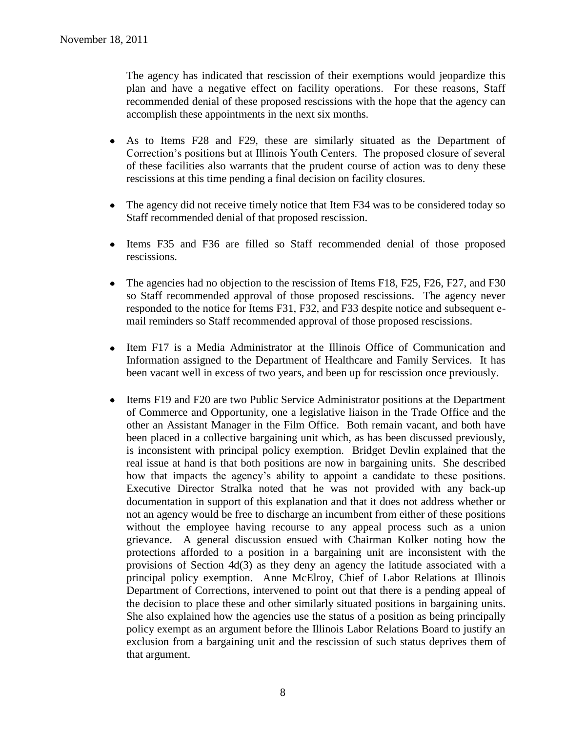The agency has indicated that rescission of their exemptions would jeopardize this plan and have a negative effect on facility operations. For these reasons, Staff recommended denial of these proposed rescissions with the hope that the agency can accomplish these appointments in the next six months.

- As to Items F28 and F29, these are similarly situated as the Department of Correction's positions but at Illinois Youth Centers. The proposed closure of several of these facilities also warrants that the prudent course of action was to deny these rescissions at this time pending a final decision on facility closures.

- The agency did not receive timely notice that Item F34 was to be considered today so Staff recommended denial of that proposed rescission.

- Items F35 and F36 are filled so Staff recommended denial of those proposed rescissions.

- The agencies had no objection to the rescission of Items F18, F25, F26, F27, and F30 so Staff recommended approval of those proposed rescissions. The agency never responded to the notice for Items F31, F32, and F33 despite notice and subsequent e-mail reminders so Staff recommended approval of those proposed rescissions.

- Item F17 is a Media Administrator at the Illinois Office of Communication and Information assigned to the Department of Healthcare and Family Services. It has been vacant well in excess of two years, and been up for rescission once previously.

- Items F19 and F20 are two Public Service Administrator positions at the Department of Commerce and Opportunity, one a legislative liaison in the Trade Office and the other an Assistant Manager in the Film Office. Both remain vacant, and both have been placed in a collective bargaining unit which, as has been discussed previously, is inconsistent with principal policy exemption. Bridget Devlin explained that the real issue at hand is that both positions are now in bargaining units. She described how that impacts the agency's ability to appoint a candidate to these positions. Executive Director Stralka noted that he was not provided with any back-up documentation in support of this explanation and that it does not address whether or not an agency would be free to discharge an incumbent from either of these positions without the employee having recourse to any appeal process such as a union grievance. A general discussion ensued with Chairman Kolker noting how the protections afforded to a position in a bargaining unit are inconsistent with the provisions of Section 4d(3) as they deny an agency the latitude associated with a principal policy exemption. Anne McElroy, Chief of Labor Relations at Illinois Department of Corrections, intervened to point out that there is a pending appeal of the decision to place these and other similarly situated positions in bargaining units. She also explained how the agencies use the status of a position as being principally policy exempt as an argument before the Illinois Labor Relations Board to justify an exclusion from a bargaining unit and the rescission of such status deprives them of that argument.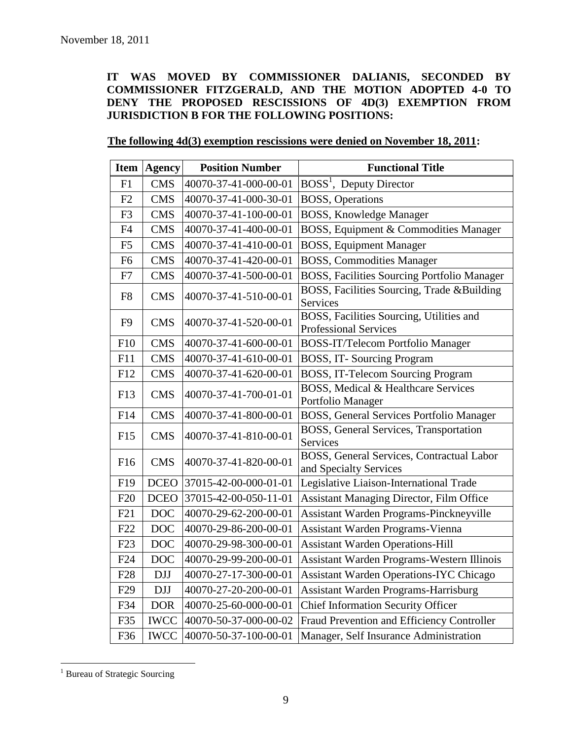November 18, 2011

**IT WAS MOVED BY COMMISSIONER DALIANIS, SECONDED BY COMMISSIONER FITZGERALD, AND THE MOTION ADOPTED 4-0 TO DENY THE PROPOSED RESCISSIONS OF 4D(3) EXEMPTION FROM JURISDICTION B FOR THE FOLLOWING POSITIONS:**

**The following 4d(3) exemption rescissions were denied on November 18, 2011:**

| Item | Agency | Position Number | Functional Title |
|---|---|---|---|
| F1 | CMS | 40070-37-41-000-00-01 | BOSS[1], Deputy Director |
| F2 | CMS | 40070-37-41-000-30-01 | BOSS, Operations |
| F3 | CMS | 40070-37-41-100-00-01 | BOSS, Knowledge Manager |
| F4 | CMS | 40070-37-41-400-00-01 | BOSS, Equipment & Commodities Manager |
| F5 | CMS | 40070-37-41-410-00-01 | BOSS, Equipment Manager |
| F6 | CMS | 40070-37-41-420-00-01 | BOSS, Commodities Manager |
| F7 | CMS | 40070-37-41-500-00-01 | BOSS, Facilities Sourcing Portfolio Manager |
| F8 | CMS | 40070-37-41-510-00-01 | BOSS, Facilities Sourcing, Trade &Building Services |
| F9 | CMS | 40070-37-41-520-00-01 | BOSS, Facilities Sourcing, Utilities and Professional Services |
| F10 | CMS | 40070-37-41-600-00-01 | BOSS-IT/Telecom Portfolio Manager |
| F11 | CMS | 40070-37-41-610-00-01 | BOSS, IT- Sourcing Program |
| F12 | CMS | 40070-37-41-620-00-01 | BOSS, IT-Telecom Sourcing Program |
| F13 | CMS | 40070-37-41-700-01-01 | BOSS, Medical & Healthcare Services Portfolio Manager |
| F14 | CMS | 40070-37-41-800-00-01 | BOSS, General Services Portfolio Manager |
| F15 | CMS | 40070-37-41-810-00-01 | BOSS, General Services, Transportation Services |
| F16 | CMS | 40070-37-41-820-00-01 | BOSS, General Services, Contractual Labor and Specialty Services |
| F19 | DCEO | 37015-42-00-000-01-01 | Legislative Liaison-International Trade |
| F20 | DCEO | 37015-42-00-050-11-01 | Assistant Managing Director, Film Office |
| F21 | DOC | 40070-29-62-200-00-01 | Assistant Warden Programs-Pinckneyville |
| F22 | DOC | 40070-29-86-200-00-01 | Assistant Warden Programs-Vienna |
| F23 | DOC | 40070-29-98-300-00-01 | Assistant Warden Operations-Hill |
| F24 | DOC | 40070-29-99-200-00-01 | Assistant Warden Programs-Western Illinois |
| F28 | DJJ | 40070-27-17-300-00-01 | Assistant Warden Operations-IYC Chicago |
| F29 | DJJ | 40070-27-20-200-00-01 | Assistant Warden Programs-Harrisburg |
| F34 | DOR | 40070-25-60-000-00-01 | Chief Information Security Officer |
| F35 | IWCC | 40070-50-37-000-00-02 | Fraud Prevention and Efficiency Controller |
| F36 | IWCC | 40070-50-37-100-00-01 | Manager, Self Insurance Administration |

[1] Bureau of Strategic Sourcing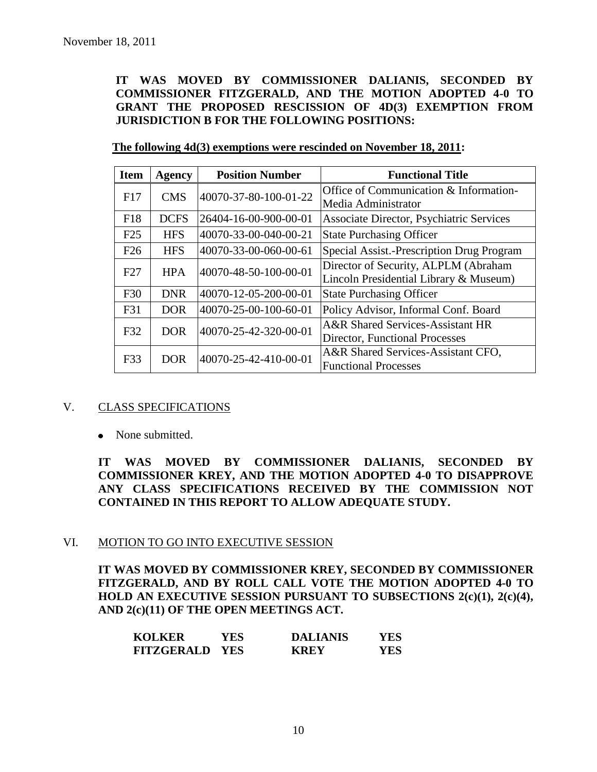November 18, 2011

**IT WAS MOVED BY COMMISSIONER DALIANIS, SECONDED BY COMMISSIONER FITZGERALD, AND THE MOTION ADOPTED 4-0 TO GRANT THE PROPOSED RESCISSION OF 4D(3) EXEMPTION FROM JURISDICTION B FOR THE FOLLOWING POSITIONS:**

**The following 4d(3) exemptions were rescinded on November 18, 2011:**

| Item | Agency | Position Number | Functional Title |
|---|---|---|---|
| F17 | CMS | 40070-37-80-100-01-22 | Office of Communication & Information-Media Administrator |
| F18 | DCFS | 26404-16-00-900-00-01 | Associate Director, Psychiatric Services |
| F25 | HFS | 40070-33-00-040-00-21 | State Purchasing Officer |
| F26 | HFS | 40070-33-00-060-00-61 | Special Assist.-Prescription Drug Program |
| F27 | HPA | 40070-48-50-100-00-01 | Director of Security, ALPLM (Abraham Lincoln Presidential Library & Museum) |
| F30 | DNR | 40070-12-05-200-00-01 | State Purchasing Officer |
| F31 | DOR | 40070-25-00-100-60-01 | Policy Advisor, Informal Conf. Board |
| F32 | DOR | 40070-25-42-320-00-01 | A&R Shared Services-Assistant HR Director, Functional Processes |
| F33 | DOR | 40070-25-42-410-00-01 | A&R Shared Services-Assistant CFO, Functional Processes |

## V. CLASS SPECIFICATIONS

- None submitted.

**IT WAS MOVED BY COMMISSIONER DALIANIS, SECONDED BY COMMISSIONER KREY, AND THE MOTION ADOPTED 4-0 TO DISAPPROVE ANY CLASS SPECIFICATIONS RECEIVED BY THE COMMISSION NOT CONTAINED IN THIS REPORT TO ALLOW ADEQUATE STUDY.**

## VI. MOTION TO GO INTO EXECUTIVE SESSION

**IT WAS MOVED BY COMMISSIONER KREY, SECONDED BY COMMISSIONER FITZGERALD, AND BY ROLL CALL VOTE THE MOTION ADOPTED 4-0 TO HOLD AN EXECUTIVE SESSION PURSUANT TO SUBSECTIONS 2(c)(1), 2(c)(4), AND 2(c)(11) OF THE OPEN MEETINGS ACT.**

| | | | |
|---|---|---|---|
| **KOLKER** | **YES** | **DALIANIS** | **YES** |
| **FITZGERALD** | **YES** | **KREY** | **YES** |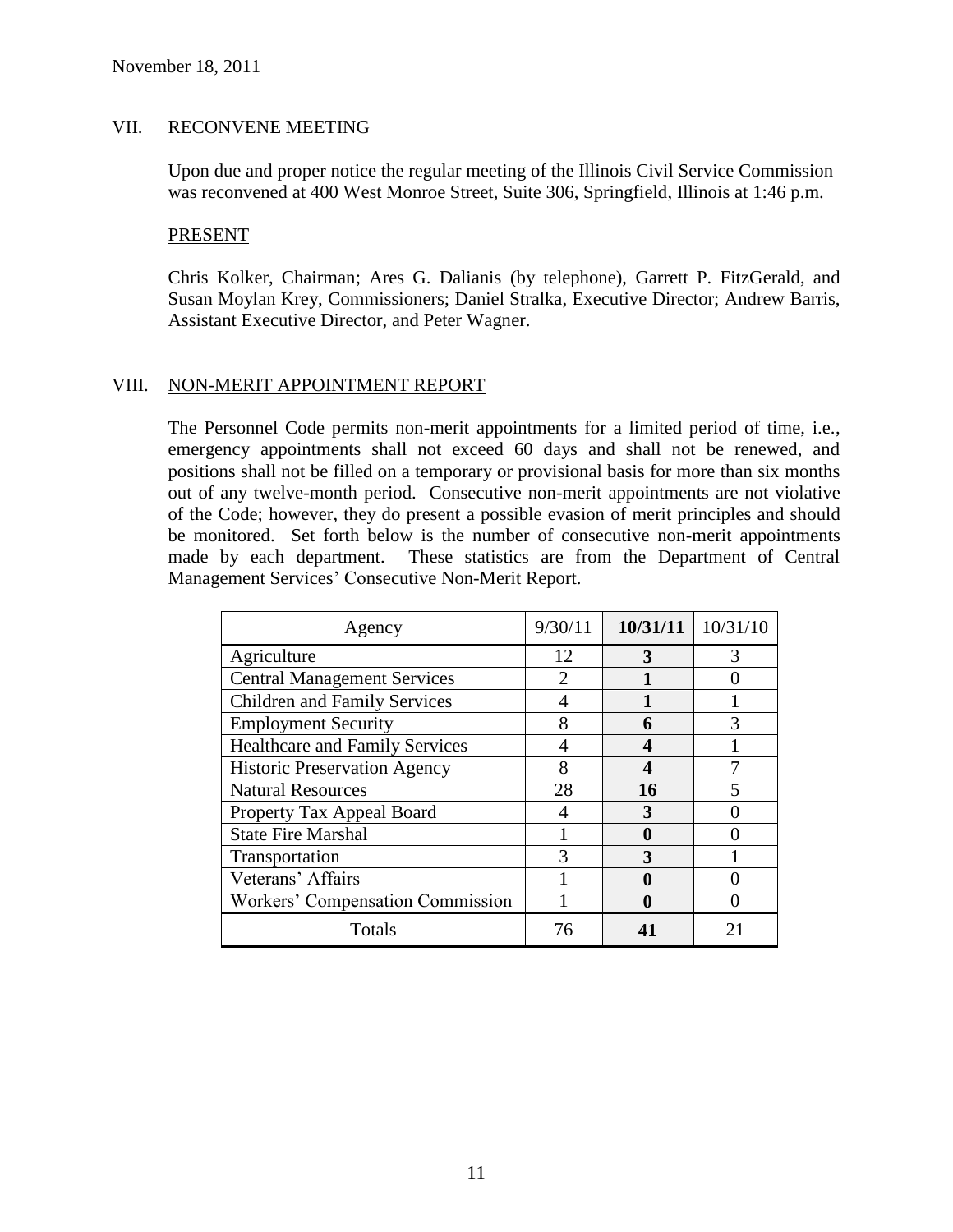November 18, 2011

## VII. RECONVENE MEETING

Upon due and proper notice the regular meeting of the Illinois Civil Service Commission was reconvened at 400 West Monroe Street, Suite 306, Springfield, Illinois at 1:46 p.m.

### PRESENT

Chris Kolker, Chairman; Ares G. Dalianis (by telephone), Garrett P. FitzGerald, and Susan Moylan Krey, Commissioners; Daniel Stralka, Executive Director; Andrew Barris, Assistant Executive Director, and Peter Wagner.

## VIII. NON-MERIT APPOINTMENT REPORT

The Personnel Code permits non-merit appointments for a limited period of time, i.e., emergency appointments shall not exceed 60 days and shall not be renewed, and positions shall not be filled on a temporary or provisional basis for more than six months out of any twelve-month period. Consecutive non-merit appointments are not violative of the Code; however, they do present a possible evasion of merit principles and should be monitored. Set forth below is the number of consecutive non-merit appointments made by each department. These statistics are from the Department of Central Management Services' Consecutive Non-Merit Report.

| Agency | 9/30/11 | **10/31/11** | 10/31/10 |
|---|---|---|---|
| Agriculture | 12 | **3** | 3 |
| Central Management Services | 2 | **1** | 0 |
| Children and Family Services | 4 | **1** | 1 |
| Employment Security | 8 | **6** | 3 |
| Healthcare and Family Services | 4 | **4** | 1 |
| Historic Preservation Agency | 8 | **4** | 7 |
| Natural Resources | 28 | **16** | 5 |
| Property Tax Appeal Board | 4 | **3** | 0 |
| State Fire Marshal | 1 | **0** | 0 |
| Transportation | 3 | **3** | 1 |
| Veterans' Affairs | 1 | **0** | 0 |
| Workers' Compensation Commission | 1 | **0** | 0 |
| Totals | 76 | **41** | 21 |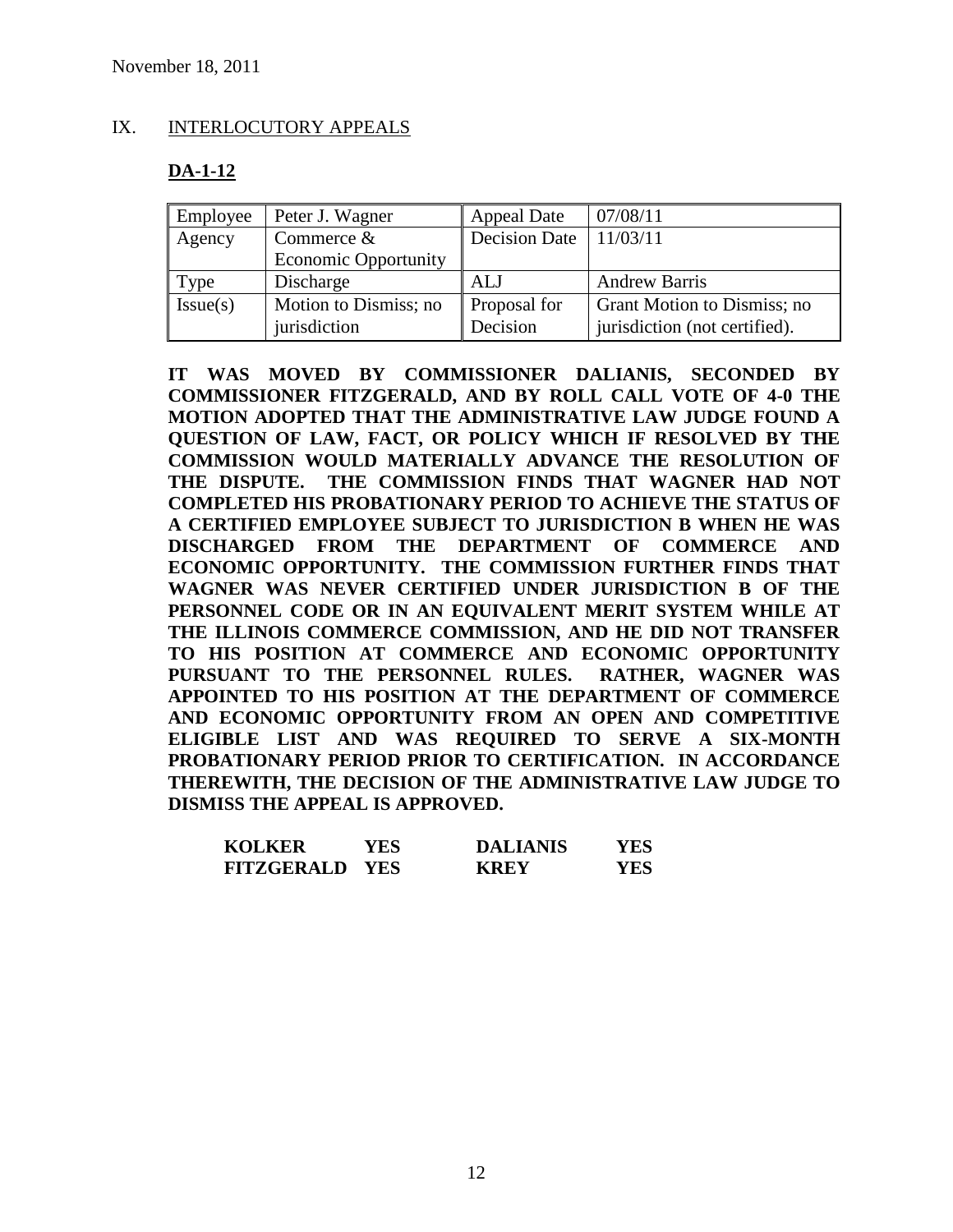November 18, 2011

## IX. INTERLOCUTORY APPEALS

### DA-1-12

| Employee | Peter J. Wagner | Appeal Date | 07/08/11 |
|---|---|---|---|
| Agency | Commerce & Economic Opportunity | Decision Date | 11/03/11 |
| Type | Discharge | ALJ | Andrew Barris |
| Issue(s) | Motion to Dismiss; no jurisdiction | Proposal for Decision | Grant Motion to Dismiss; no jurisdiction (not certified). |

**IT WAS MOVED BY COMMISSIONER DALIANIS, SECONDED BY COMMISSIONER FITZGERALD, AND BY ROLL CALL VOTE OF 4-0 THE MOTION ADOPTED THAT THE ADMINISTRATIVE LAW JUDGE FOUND A QUESTION OF LAW, FACT, OR POLICY WHICH IF RESOLVED BY THE COMMISSION WOULD MATERIALLY ADVANCE THE RESOLUTION OF THE DISPUTE. THE COMMISSION FINDS THAT WAGNER HAD NOT COMPLETED HIS PROBATIONARY PERIOD TO ACHIEVE THE STATUS OF A CERTIFIED EMPLOYEE SUBJECT TO JURISDICTION B WHEN HE WAS DISCHARGED FROM THE DEPARTMENT OF COMMERCE AND ECONOMIC OPPORTUNITY. THE COMMISSION FURTHER FINDS THAT WAGNER WAS NEVER CERTIFIED UNDER JURISDICTION B OF THE PERSONNEL CODE OR IN AN EQUIVALENT MERIT SYSTEM WHILE AT THE ILLINOIS COMMERCE COMMISSION, AND HE DID NOT TRANSFER TO HIS POSITION AT COMMERCE AND ECONOMIC OPPORTUNITY PURSUANT TO THE PERSONNEL RULES. RATHER, WAGNER WAS APPOINTED TO HIS POSITION AT THE DEPARTMENT OF COMMERCE AND ECONOMIC OPPORTUNITY FROM AN OPEN AND COMPETITIVE ELIGIBLE LIST AND WAS REQUIRED TO SERVE A SIX-MONTH PROBATIONARY PERIOD PRIOR TO CERTIFICATION. IN ACCORDANCE THEREWITH, THE DECISION OF THE ADMINISTRATIVE LAW JUDGE TO DISMISS THE APPEAL IS APPROVED.**

| | | | |
|---|---|---|---|
| **KOLKER** | **YES** | **DALIANIS** | **YES** |
| **FITZGERALD** | **YES** | **KREY** | **YES** |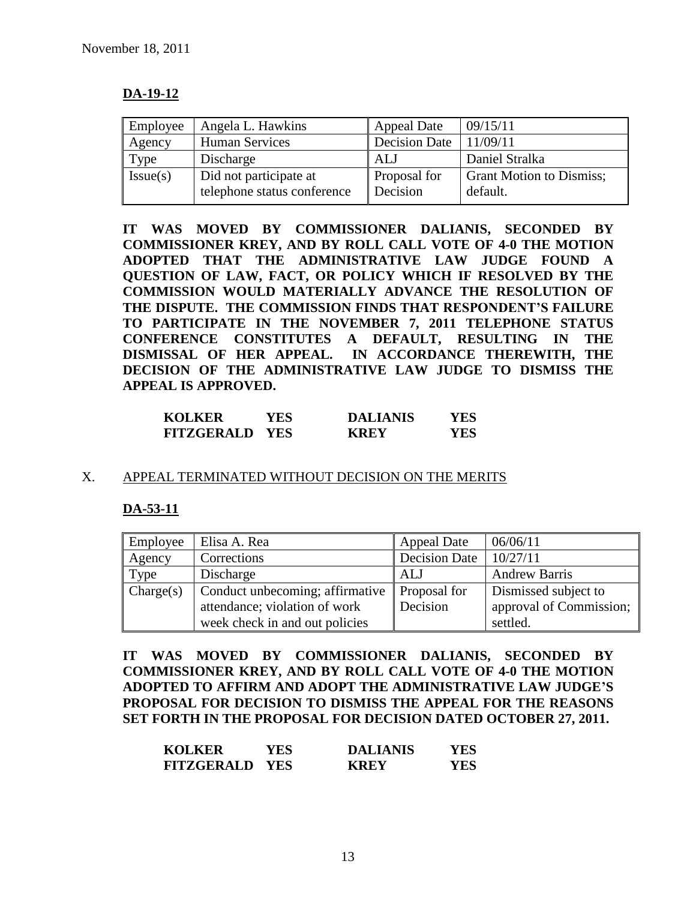November 18, 2011

**DA-19-12**

| Employee | Angela L. Hawkins | Appeal Date | 09/15/11 |
|---|---|---|---|
| Agency | Human Services | Decision Date | 11/09/11 |
| Type | Discharge | ALJ | Daniel Stralka |
| Issue(s) | Did not participate at telephone status conference | Proposal for Decision | Grant Motion to Dismiss; default. |

**IT WAS MOVED BY COMMISSIONER DALIANIS, SECONDED BY COMMISSIONER KREY, AND BY ROLL CALL VOTE OF 4-0 THE MOTION ADOPTED THAT THE ADMINISTRATIVE LAW JUDGE FOUND A QUESTION OF LAW, FACT, OR POLICY WHICH IF RESOLVED BY THE COMMISSION WOULD MATERIALLY ADVANCE THE RESOLUTION OF THE DISPUTE. THE COMMISSION FINDS THAT RESPONDENT'S FAILURE TO PARTICIPATE IN THE NOVEMBER 7, 2011 TELEPHONE STATUS CONFERENCE CONSTITUTES A DEFAULT, RESULTING IN THE DISMISSAL OF HER APPEAL. IN ACCORDANCE THEREWITH, THE DECISION OF THE ADMINISTRATIVE LAW JUDGE TO DISMISS THE APPEAL IS APPROVED.**

| | | | |
|---|---|---|---|
| **KOLKER** | **YES** | **DALIANIS** | **YES** |
| **FITZGERALD** | **YES** | **KREY** | **YES** |

## X. APPEAL TERMINATED WITHOUT DECISION ON THE MERITS

**DA-53-11**

| Employee | Elisa A. Rea | Appeal Date | 06/06/11 |
|---|---|---|---|
| Agency | Corrections | Decision Date | 10/27/11 |
| Type | Discharge | ALJ | Andrew Barris |
| Charge(s) | Conduct unbecoming; affirmative attendance; violation of work week check in and out policies | Proposal for Decision | Dismissed subject to approval of Commission; settled. |

**IT WAS MOVED BY COMMISSIONER DALIANIS, SECONDED BY COMMISSIONER KREY, AND BY ROLL CALL VOTE OF 4-0 THE MOTION ADOPTED TO AFFIRM AND ADOPT THE ADMINISTRATIVE LAW JUDGE'S PROPOSAL FOR DECISION TO DISMISS THE APPEAL FOR THE REASONS SET FORTH IN THE PROPOSAL FOR DECISION DATED OCTOBER 27, 2011.**

| | | | |
|---|---|---|---|
| **KOLKER** | **YES** | **DALIANIS** | **YES** |
| **FITZGERALD** | **YES** | **KREY** | **YES** |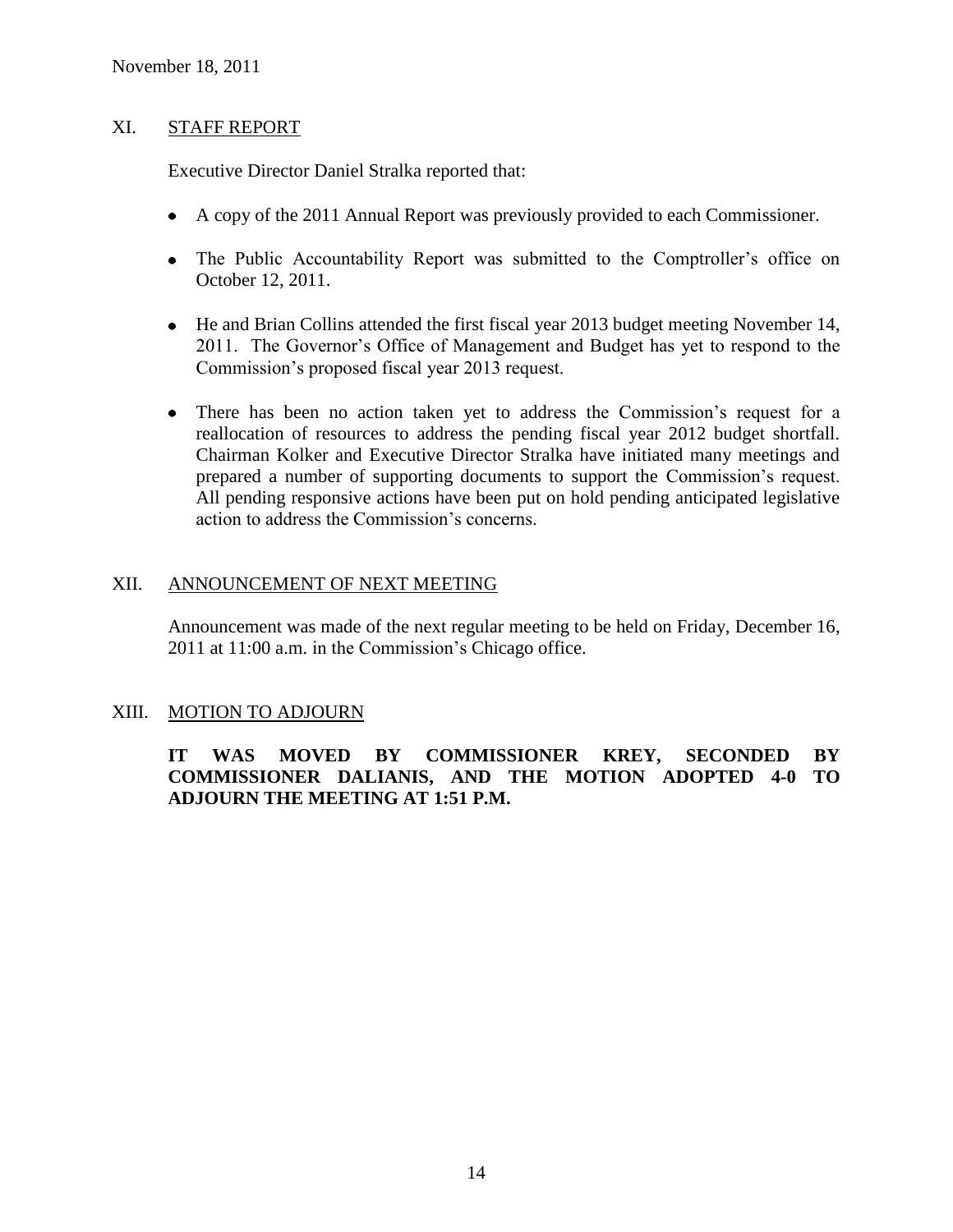November 18, 2011

## XI. STAFF REPORT

Executive Director Daniel Stralka reported that:

- A copy of the 2011 Annual Report was previously provided to each Commissioner.
- The Public Accountability Report was submitted to the Comptroller's office on October 12, 2011.
- He and Brian Collins attended the first fiscal year 2013 budget meeting November 14, 2011. The Governor's Office of Management and Budget has yet to respond to the Commission's proposed fiscal year 2013 request.
- There has been no action taken yet to address the Commission's request for a reallocation of resources to address the pending fiscal year 2012 budget shortfall. Chairman Kolker and Executive Director Stralka have initiated many meetings and prepared a number of supporting documents to support the Commission's request. All pending responsive actions have been put on hold pending anticipated legislative action to address the Commission's concerns.

## XII. ANNOUNCEMENT OF NEXT MEETING

Announcement was made of the next regular meeting to be held on Friday, December 16, 2011 at 11:00 a.m. in the Commission's Chicago office.

## XIII. MOTION TO ADJOURN

**IT WAS MOVED BY COMMISSIONER KREY, SECONDED BY COMMISSIONER DALIANIS, AND THE MOTION ADOPTED 4-0 TO ADJOURN THE MEETING AT 1:51 P.M.**